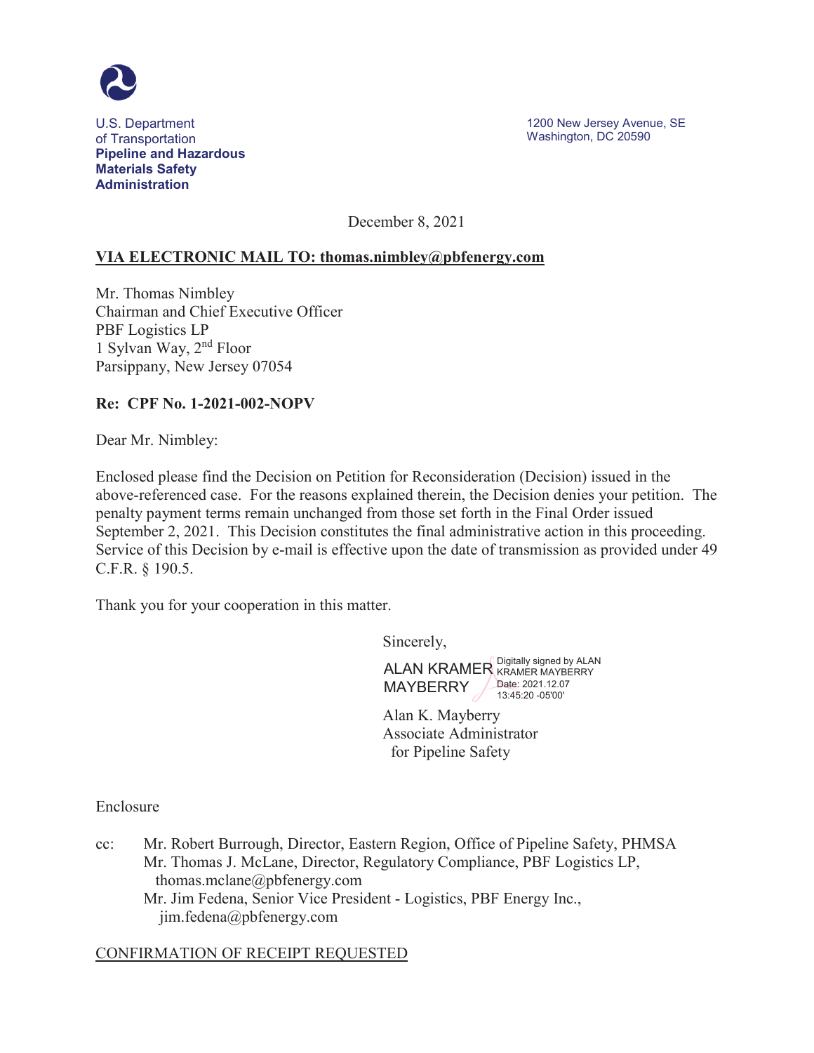U.S. Department of Transportation
**Pipeline and Hazardous Materials Safety Administration**

1200 New Jersey Avenue, SE
Washington, DC 20590

December 8, 2021

**VIA ELECTRONIC MAIL TO: thomas.nimbley@pbfenergy.com**

Mr. Thomas Nimbley
Chairman and Chief Executive Officer
PBF Logistics LP
1 Sylvan Way, 2nd Floor
Parsippany, New Jersey 07054

**Re: CPF No. 1-2021-002-NOPV**

Dear Mr. Nimbley:

Enclosed please find the Decision on Petition for Reconsideration (Decision) issued in the above-referenced case. For the reasons explained therein, the Decision denies your petition. The penalty payment terms remain unchanged from those set forth in the Final Order issued September 2, 2021. This Decision constitutes the final administrative action in this proceeding. Service of this Decision by e-mail is effective upon the date of transmission as provided under 49 C.F.R. § 190.5.

Thank you for your cooperation in this matter.

Sincerely,

ALAN KRAMER MAYBERRY
Digitally signed by ALAN KRAMER MAYBERRY
Date: 2021.12.07 13:45:20 -05'00'

Alan K. Mayberry
Associate Administrator
for Pipeline Safety

Enclosure

cc: Mr. Robert Burrough, Director, Eastern Region, Office of Pipeline Safety, PHMSA
Mr. Thomas J. McLane, Director, Regulatory Compliance, PBF Logistics LP, thomas.mclane@pbfenergy.com
Mr. Jim Fedena, Senior Vice President - Logistics, PBF Energy Inc., jim.fedena@pbfenergy.com

CONFIRMATION OF RECEIPT REQUESTED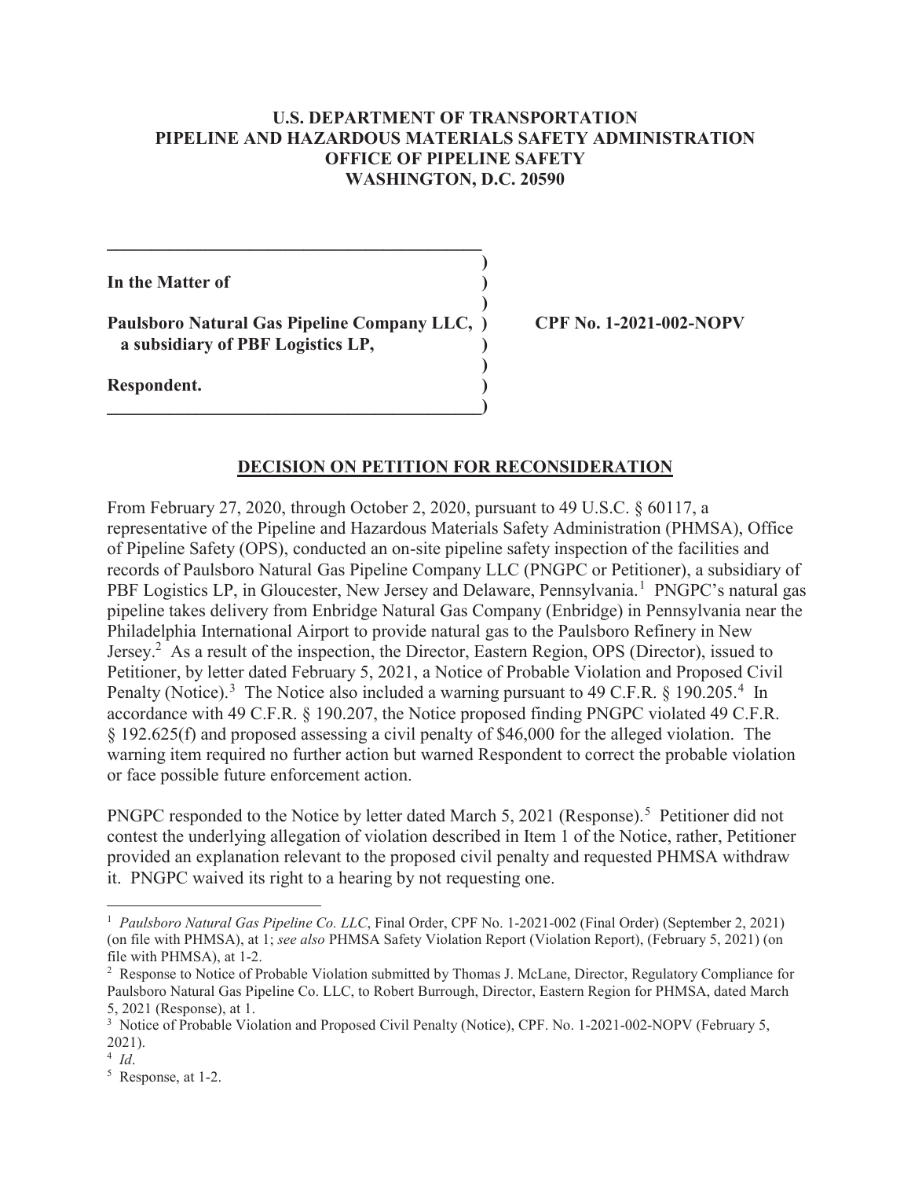**U.S. DEPARTMENT OF TRANSPORTATION**
**PIPELINE AND HAZARDOUS MATERIALS SAFETY ADMINISTRATION**
**OFFICE OF PIPELINE SAFETY**
**WASHINGTON, D.C. 20590**

**In the Matter of**

**Paulsboro Natural Gas Pipeline Company LLC, a subsidiary of PBF Logistics LP,**

**Respondent.**

**CPF No. 1-2021-002-NOPV**

## DECISION ON PETITION FOR RECONSIDERATION

From February 27, 2020, through October 2, 2020, pursuant to 49 U.S.C. § 60117, a representative of the Pipeline and Hazardous Materials Safety Administration (PHMSA), Office of Pipeline Safety (OPS), conducted an on-site pipeline safety inspection of the facilities and records of Paulsboro Natural Gas Pipeline Company LLC (PNGPC or Petitioner), a subsidiary of PBF Logistics LP, in Gloucester, New Jersey and Delaware, Pennsylvania.[1] PNGPC's natural gas pipeline takes delivery from Enbridge Natural Gas Company (Enbridge) in Pennsylvania near the Philadelphia International Airport to provide natural gas to the Paulsboro Refinery in New Jersey.[2] As a result of the inspection, the Director, Eastern Region, OPS (Director), issued to Petitioner, by letter dated February 5, 2021, a Notice of Probable Violation and Proposed Civil Penalty (Notice).[3] The Notice also included a warning pursuant to 49 C.F.R. § 190.205.[4] In accordance with 49 C.F.R. § 190.207, the Notice proposed finding PNGPC violated 49 C.F.R. § 192.625(f) and proposed assessing a civil penalty of $46,000 for the alleged violation. The warning item required no further action but warned Respondent to correct the probable violation or face possible future enforcement action.

PNGPC responded to the Notice by letter dated March 5, 2021 (Response).[5] Petitioner did not contest the underlying allegation of violation described in Item 1 of the Notice, rather, Petitioner provided an explanation relevant to the proposed civil penalty and requested PHMSA withdraw it. PNGPC waived its right to a hearing by not requesting one.

---

[1] *Paulsboro Natural Gas Pipeline Co. LLC*, Final Order, CPF No. 1-2021-002 (Final Order) (September 2, 2021) (on file with PHMSA), at 1; *see also* PHMSA Safety Violation Report (Violation Report), (February 5, 2021) (on file with PHMSA), at 1-2.

[2] Response to Notice of Probable Violation submitted by Thomas J. McLane, Director, Regulatory Compliance for Paulsboro Natural Gas Pipeline Co. LLC, to Robert Burrough, Director, Eastern Region for PHMSA, dated March 5, 2021 (Response), at 1.

[3] Notice of Probable Violation and Proposed Civil Penalty (Notice), CPF. No. 1-2021-002-NOPV (February 5, 2021).

[4] *Id*.

[5] Response, at 1-2.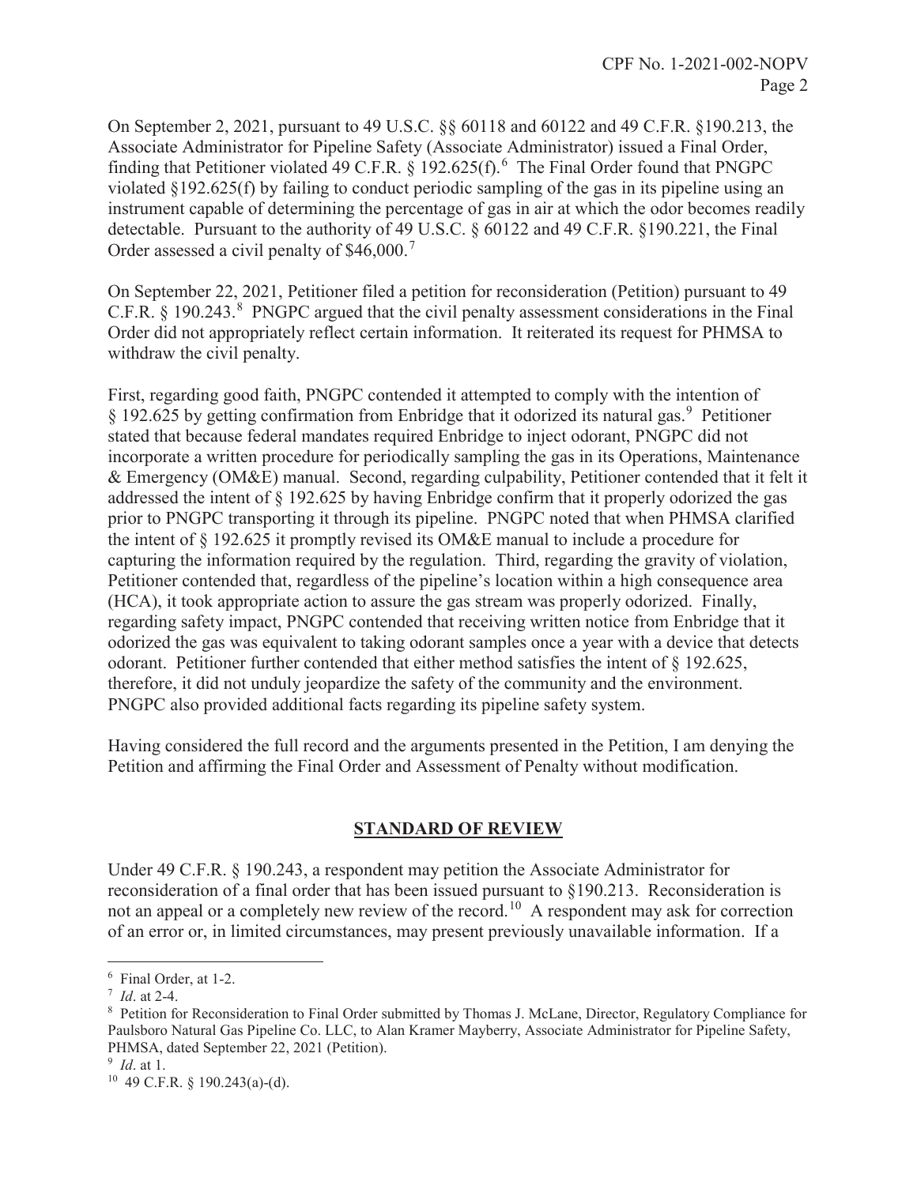On September 2, 2021, pursuant to 49 U.S.C. §§ 60118 and 60122 and 49 C.F.R. §190.213, the Associate Administrator for Pipeline Safety (Associate Administrator) issued a Final Order, finding that Petitioner violated 49 C.F.R. § 192.625(f).[6] The Final Order found that PNGPC violated §192.625(f) by failing to conduct periodic sampling of the gas in its pipeline using an instrument capable of determining the percentage of gas in air at which the odor becomes readily detectable. Pursuant to the authority of 49 U.S.C. § 60122 and 49 C.F.R. §190.221, the Final Order assessed a civil penalty of $46,000.[7]

On September 22, 2021, Petitioner filed a petition for reconsideration (Petition) pursuant to 49 C.F.R. § 190.243.[8] PNGPC argued that the civil penalty assessment considerations in the Final Order did not appropriately reflect certain information. It reiterated its request for PHMSA to withdraw the civil penalty.

First, regarding good faith, PNGPC contended it attempted to comply with the intention of § 192.625 by getting confirmation from Enbridge that it odorized its natural gas.[9] Petitioner stated that because federal mandates required Enbridge to inject odorant, PNGPC did not incorporate a written procedure for periodically sampling the gas in its Operations, Maintenance & Emergency (OM&E) manual. Second, regarding culpability, Petitioner contended that it felt it addressed the intent of § 192.625 by having Enbridge confirm that it properly odorized the gas prior to PNGPC transporting it through its pipeline. PNGPC noted that when PHMSA clarified the intent of § 192.625 it promptly revised its OM&E manual to include a procedure for capturing the information required by the regulation. Third, regarding the gravity of violation, Petitioner contended that, regardless of the pipeline's location within a high consequence area (HCA), it took appropriate action to assure the gas stream was properly odorized. Finally, regarding safety impact, PNGPC contended that receiving written notice from Enbridge that it odorized the gas was equivalent to taking odorant samples once a year with a device that detects odorant. Petitioner further contended that either method satisfies the intent of § 192.625, therefore, it did not unduly jeopardize the safety of the community and the environment. PNGPC also provided additional facts regarding its pipeline safety system.

Having considered the full record and the arguments presented in the Petition, I am denying the Petition and affirming the Final Order and Assessment of Penalty without modification.

## STANDARD OF REVIEW

Under 49 C.F.R. § 190.243, a respondent may petition the Associate Administrator for reconsideration of a final order that has been issued pursuant to §190.213. Reconsideration is not an appeal or a completely new review of the record.[10] A respondent may ask for correction of an error or, in limited circumstances, may present previously unavailable information. If a

---

[6] Final Order, at 1-2.

[7] *Id*. at 2-4.

[8] Petition for Reconsideration to Final Order submitted by Thomas J. McLane, Director, Regulatory Compliance for Paulsboro Natural Gas Pipeline Co. LLC, to Alan Kramer Mayberry, Associate Administrator for Pipeline Safety, PHMSA, dated September 22, 2021 (Petition).

[9] *Id*. at 1.

[10] 49 C.F.R. § 190.243(a)-(d).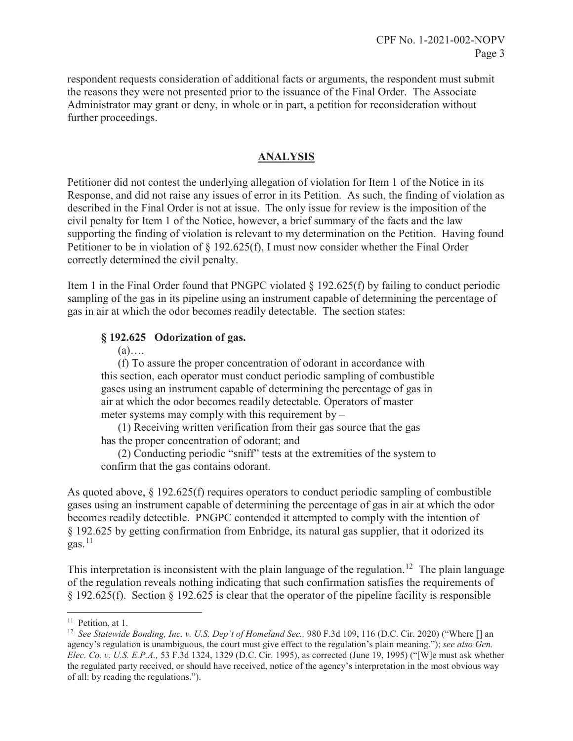respondent requests consideration of additional facts or arguments, the respondent must submit the reasons they were not presented prior to the issuance of the Final Order. The Associate Administrator may grant or deny, in whole or in part, a petition for reconsideration without further proceedings.

## ANALYSIS

Petitioner did not contest the underlying allegation of violation for Item 1 of the Notice in its Response, and did not raise any issues of error in its Petition. As such, the finding of violation as described in the Final Order is not at issue. The only issue for review is the imposition of the civil penalty for Item 1 of the Notice, however, a brief summary of the facts and the law supporting the finding of violation is relevant to my determination on the Petition. Having found Petitioner to be in violation of § 192.625(f), I must now consider whether the Final Order correctly determined the civil penalty.

Item 1 in the Final Order found that PNGPC violated § 192.625(f) by failing to conduct periodic sampling of the gas in its pipeline using an instrument capable of determining the percentage of gas in air at which the odor becomes readily detectable. The section states:

> **§ 192.625 Odorization of gas.**
>
> (a)….
>
> (f) To assure the proper concentration of odorant in accordance with this section, each operator must conduct periodic sampling of combustible gases using an instrument capable of determining the percentage of gas in air at which the odor becomes readily detectable. Operators of master meter systems may comply with this requirement by –
>
> (1) Receiving written verification from their gas source that the gas has the proper concentration of odorant; and
>
> (2) Conducting periodic "sniff" tests at the extremities of the system to confirm that the gas contains odorant.

As quoted above, § 192.625(f) requires operators to conduct periodic sampling of combustible gases using an instrument capable of determining the percentage of gas in air at which the odor becomes readily detectible. PNGPC contended it attempted to comply with the intention of § 192.625 by getting confirmation from Enbridge, its natural gas supplier, that it odorized its gas.[11]

This interpretation is inconsistent with the plain language of the regulation.[12] The plain language of the regulation reveals nothing indicating that such confirmation satisfies the requirements of § 192.625(f). Section § 192.625 is clear that the operator of the pipeline facility is responsible

---

[11] Petition, at 1.

[12] *See Statewide Bonding, Inc. v. U.S. Dep't of Homeland Sec.,* 980 F.3d 109, 116 (D.C. Cir. 2020) ("Where [] an agency's regulation is unambiguous, the court must give effect to the regulation's plain meaning."); *see also Gen. Elec. Co. v. U.S. E.P.A.,* 53 F.3d 1324, 1329 (D.C. Cir. 1995), as corrected (June 19, 1995) ("[W]e must ask whether the regulated party received, or should have received, notice of the agency's interpretation in the most obvious way of all: by reading the regulations.").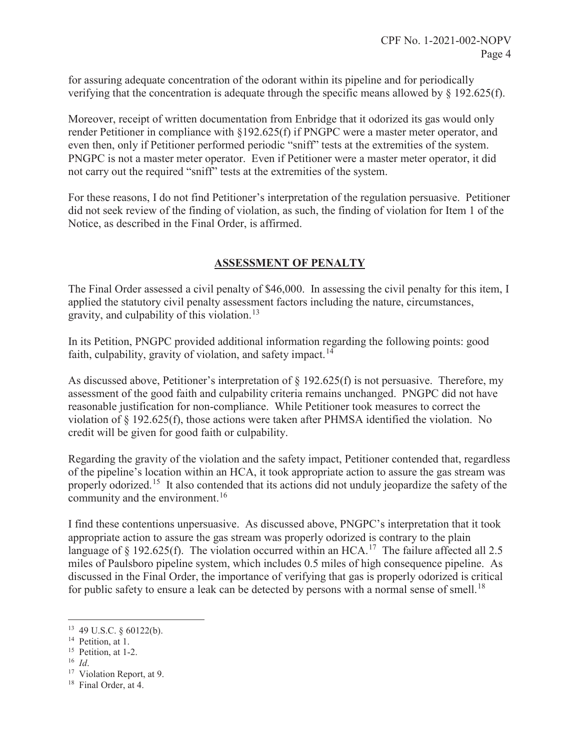for assuring adequate concentration of the odorant within its pipeline and for periodically verifying that the concentration is adequate through the specific means allowed by § 192.625(f).

Moreover, receipt of written documentation from Enbridge that it odorized its gas would only render Petitioner in compliance with §192.625(f) if PNGPC were a master meter operator, and even then, only if Petitioner performed periodic "sniff" tests at the extremities of the system. PNGPC is not a master meter operator. Even if Petitioner were a master meter operator, it did not carry out the required "sniff" tests at the extremities of the system.

For these reasons, I do not find Petitioner's interpretation of the regulation persuasive. Petitioner did not seek review of the finding of violation, as such, the finding of violation for Item 1 of the Notice, as described in the Final Order, is affirmed.

## ASSESSMENT OF PENALTY

The Final Order assessed a civil penalty of $46,000. In assessing the civil penalty for this item, I applied the statutory civil penalty assessment factors including the nature, circumstances, gravity, and culpability of this violation.[13]

In its Petition, PNGPC provided additional information regarding the following points: good faith, culpability, gravity of violation, and safety impact.[14]

As discussed above, Petitioner's interpretation of § 192.625(f) is not persuasive. Therefore, my assessment of the good faith and culpability criteria remains unchanged. PNGPC did not have reasonable justification for non-compliance. While Petitioner took measures to correct the violation of § 192.625(f), those actions were taken after PHMSA identified the violation. No credit will be given for good faith or culpability.

Regarding the gravity of the violation and the safety impact, Petitioner contended that, regardless of the pipeline's location within an HCA, it took appropriate action to assure the gas stream was properly odorized.[15] It also contended that its actions did not unduly jeopardize the safety of the community and the environment.[16]

I find these contentions unpersuasive. As discussed above, PNGPC's interpretation that it took appropriate action to assure the gas stream was properly odorized is contrary to the plain language of § 192.625(f). The violation occurred within an HCA.[17] The failure affected all 2.5 miles of Paulsboro pipeline system, which includes 0.5 miles of high consequence pipeline. As discussed in the Final Order, the importance of verifying that gas is properly odorized is critical for public safety to ensure a leak can be detected by persons with a normal sense of smell.[18]

---

[13] 49 U.S.C. § 60122(b).

[14] Petition, at 1.

[15] Petition, at 1-2.

[16] *Id*.

[17] Violation Report, at 9.

[18] Final Order, at 4.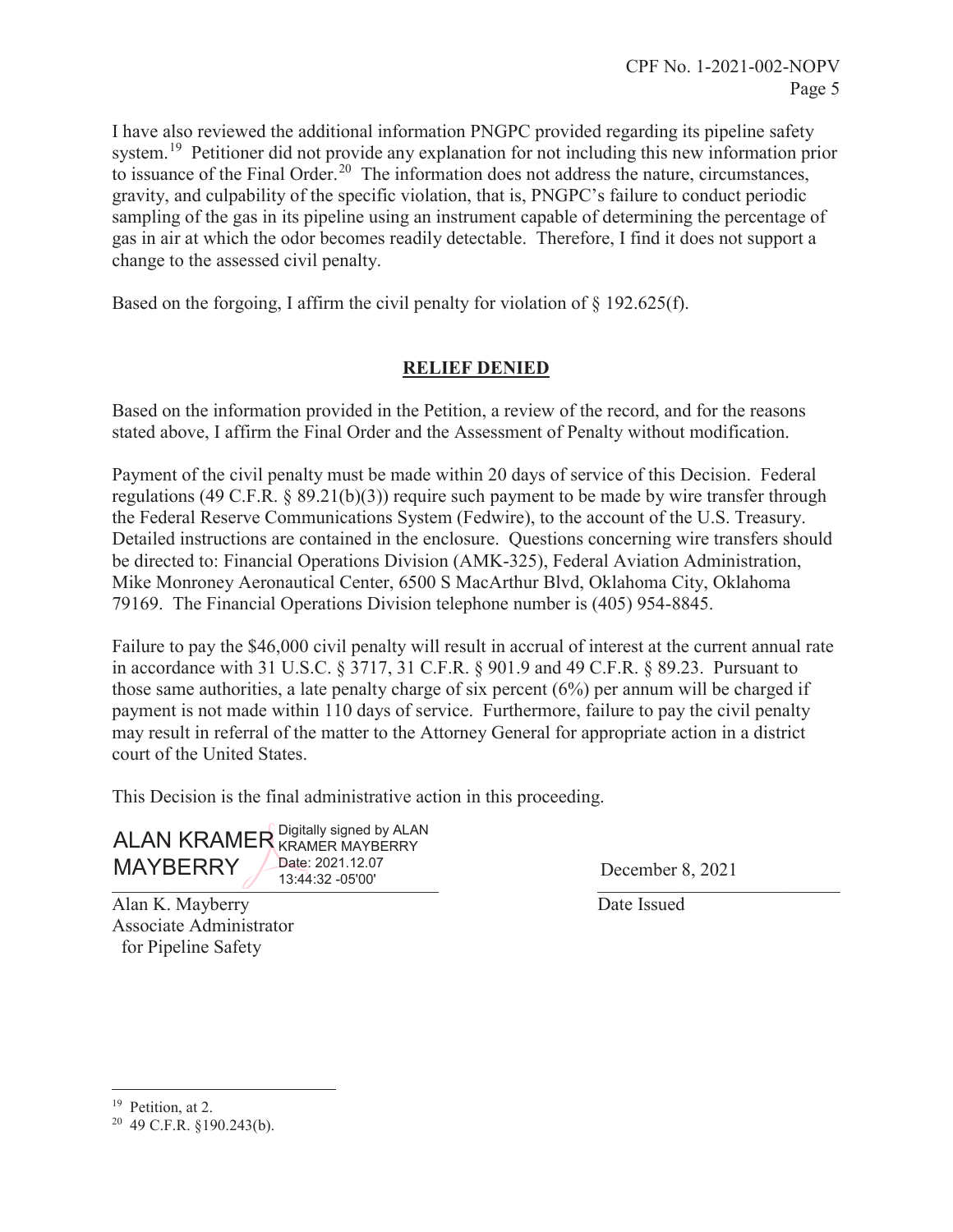I have also reviewed the additional information PNGPC provided regarding its pipeline safety system.[19] Petitioner did not provide any explanation for not including this new information prior to issuance of the Final Order.[20] The information does not address the nature, circumstances, gravity, and culpability of the specific violation, that is, PNGPC's failure to conduct periodic sampling of the gas in its pipeline using an instrument capable of determining the percentage of gas in air at which the odor becomes readily detectable. Therefore, I find it does not support a change to the assessed civil penalty.

Based on the forgoing, I affirm the civil penalty for violation of § 192.625(f).

## RELIEF DENIED

Based on the information provided in the Petition, a review of the record, and for the reasons stated above, I affirm the Final Order and the Assessment of Penalty without modification.

Payment of the civil penalty must be made within 20 days of service of this Decision. Federal regulations (49 C.F.R. § 89.21(b)(3)) require such payment to be made by wire transfer through the Federal Reserve Communications System (Fedwire), to the account of the U.S. Treasury. Detailed instructions are contained in the enclosure. Questions concerning wire transfers should be directed to: Financial Operations Division (AMK-325), Federal Aviation Administration, Mike Monroney Aeronautical Center, 6500 S MacArthur Blvd, Oklahoma City, Oklahoma 79169. The Financial Operations Division telephone number is (405) 954-8845.

Failure to pay the $46,000 civil penalty will result in accrual of interest at the current annual rate in accordance with 31 U.S.C. § 3717, 31 C.F.R. § 901.9 and 49 C.F.R. § 89.23. Pursuant to those same authorities, a late penalty charge of six percent (6%) per annum will be charged if payment is not made within 110 days of service. Furthermore, failure to pay the civil penalty may result in referral of the matter to the Attorney General for appropriate action in a district court of the United States.

This Decision is the final administrative action in this proceeding.

ALAN KRAMER MAYBERRY
Digitally signed by ALAN KRAMER MAYBERRY
Date: 2021.12.07 13:44:32 -05'00'

Alan K. Mayberry
Associate Administrator
for Pipeline Safety

December 8, 2021

Date Issued

---

[19] Petition, at 2.

[20] 49 C.F.R. §190.243(b).